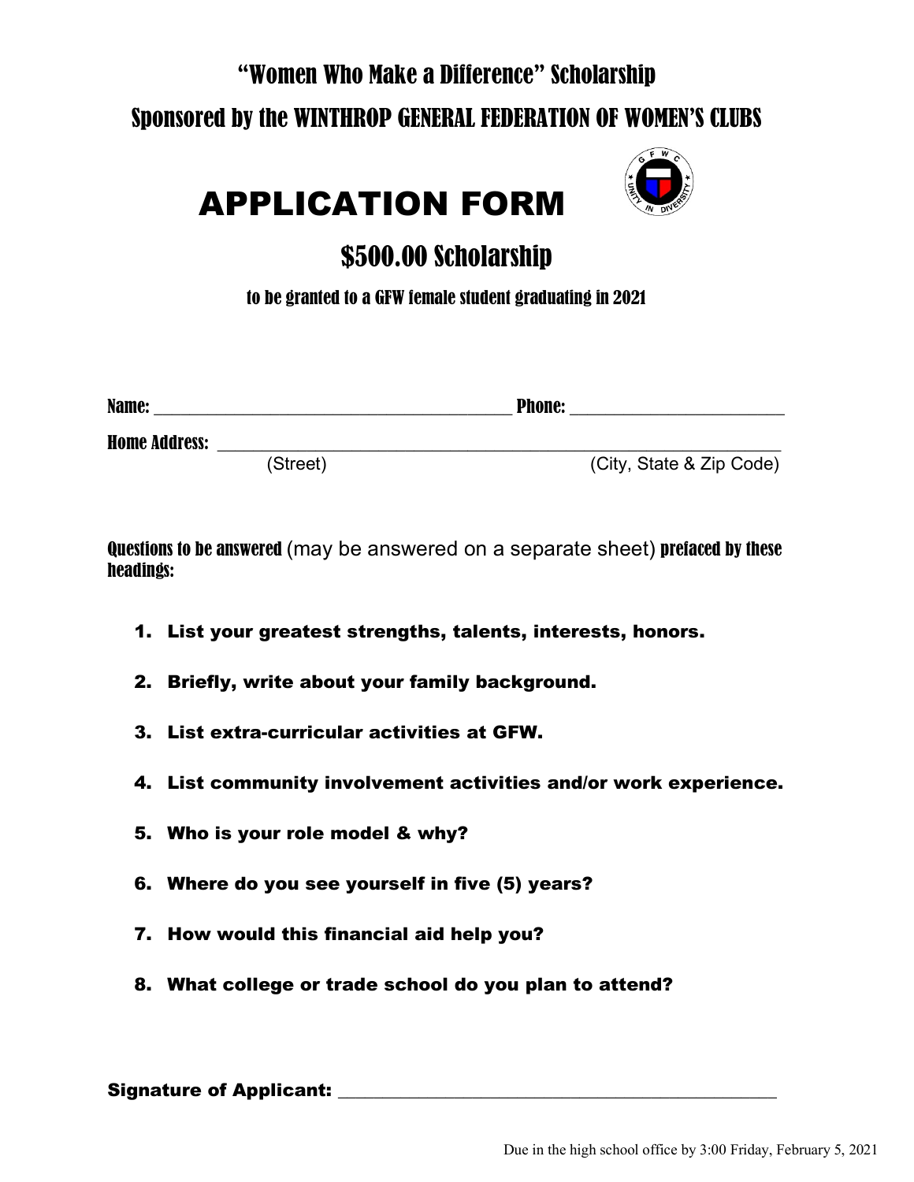# "Women Who Make a Difference" Scholarship

## Sponsored by the WINTHROP GENERAL FEDERATION OF WOMEN'S CLUBS

# APPLICATION FORM

## $500.00 Scholarship

to be granted to a GFW female student graduating in 2021

**Name:** ______________________________________ **Phone:** ______________________

**Home Address:** ____________________________________________________________

(Street) (City, State & Zip Code)

**Questions to be answered** (may be answered on a separate sheet) **prefaced by these headings:**

1. **List your greatest strengths, talents, interests, honors.**
2. **Briefly, write about your family background.**
3. **List extra-curricular activities at GFW.**
4. **List community involvement activities and/or work experience.**
5. **Who is your role model & why?**
6. **Where do you see yourself in five (5) years?**
7. **How would this financial aid help you?**
8. **What college or trade school do you plan to attend?**

**Signature of Applicant:** ______________________________________________

Due in the high school office by 3:00 Friday, February 5, 2021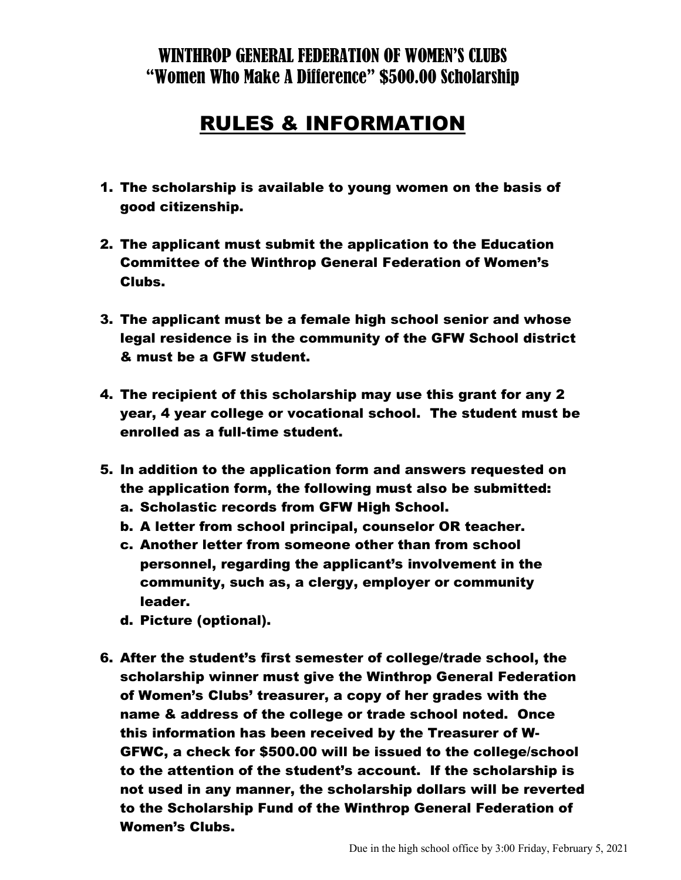# WINTHROP GENERAL FEDERATION OF WOMEN'S CLUBS
## "Women Who Make A Difference" $500.00 Scholarship

# RULES & INFORMATION

1. **The scholarship is available to young women on the basis of good citizenship.**

2. **The applicant must submit the application to the Education Committee of the Winthrop General Federation of Women's Clubs.**

3. **The applicant must be a female high school senior and whose legal residence is in the community of the GFW School district & must be a GFW student.**

4. **The recipient of this scholarship may use this grant for any 2 year, 4 year college or vocational school. The student must be enrolled as a full-time student.**

5. **In addition to the application form and answers requested on the application form, the following must also be submitted:**
   a. **Scholastic records from GFW High School.**
   b. **A letter from school principal, counselor OR teacher.**
   c. **Another letter from someone other than from school personnel, regarding the applicant's involvement in the community, such as, a clergy, employer or community leader.**
   d. **Picture (optional).**

6. **After the student's first semester of college/trade school, the scholarship winner must give the Winthrop General Federation of Women's Clubs' treasurer, a copy of her grades with the name & address of the college or trade school noted. Once this information has been received by the Treasurer of W-GFWC, a check for $500.00 will be issued to the college/school to the attention of the student's account. If the scholarship is not used in any manner, the scholarship dollars will be reverted to the Scholarship Fund of the Winthrop General Federation of Women's Clubs.**

Due in the high school office by 3:00 Friday, February 5, 2021